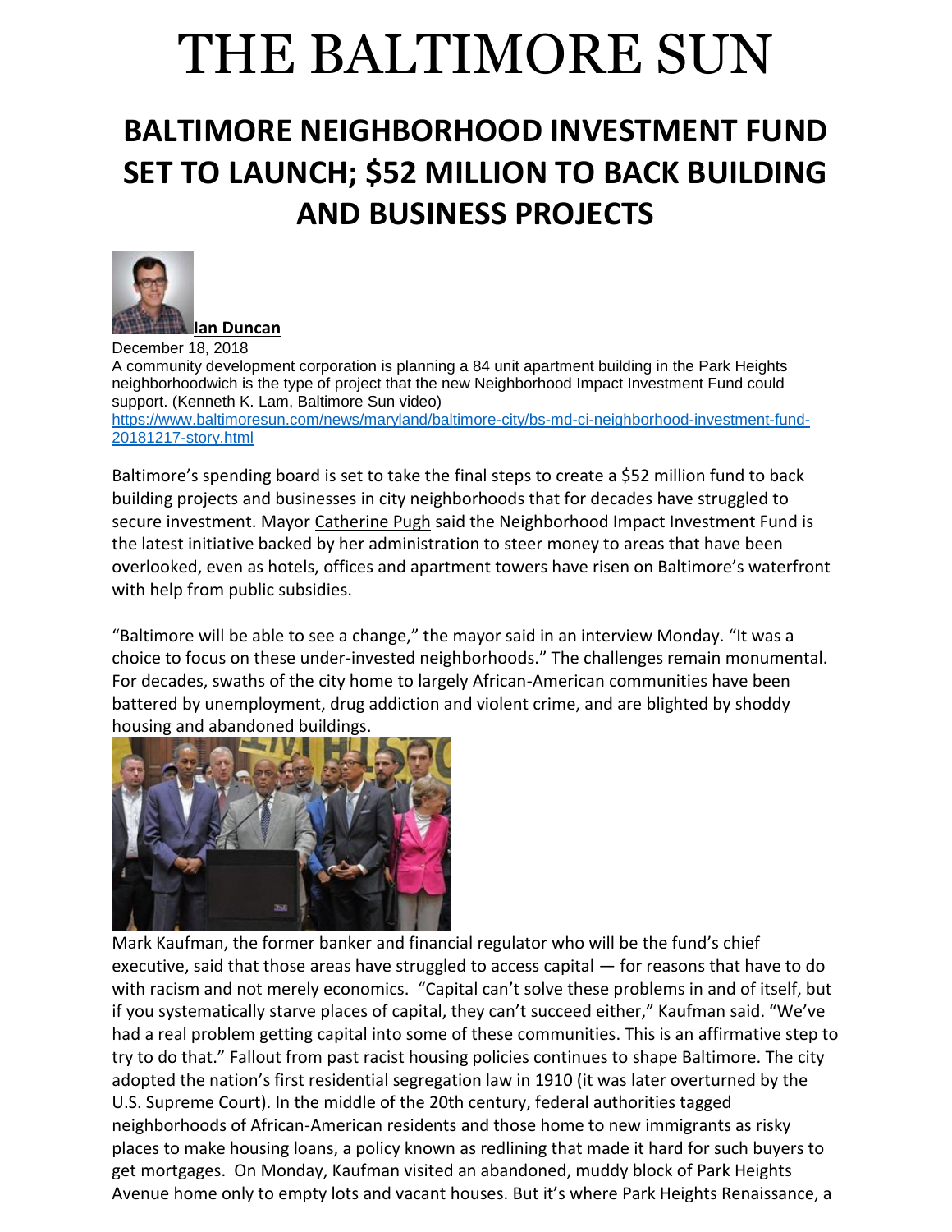# THE BALTIMORE SUN

## BALTIMORE NEIGHBORHOOD INVESTMENT FUND SET TO LAUNCH; $52 MILLION TO BACK BUILDING AND BUSINESS PROJECTS

**Ian Duncan**

December 18, 2018

A community development corporation is planning a 84 unit apartment building in the Park Heights neighborhoodwich is the type of project that the new Neighborhood Impact Investment Fund could support. (Kenneth K. Lam, Baltimore Sun video)

https://www.baltimoresun.com/news/maryland/baltimore-city/bs-md-ci-neighborhood-investment-fund-20181217-story.html

Baltimore's spending board is set to take the final steps to create a $52 million fund to back building projects and businesses in city neighborhoods that for decades have struggled to secure investment. Mayor Catherine Pugh said the Neighborhood Impact Investment Fund is the latest initiative backed by her administration to steer money to areas that have been overlooked, even as hotels, offices and apartment towers have risen on Baltimore's waterfront with help from public subsidies.

"Baltimore will be able to see a change," the mayor said in an interview Monday. "It was a choice to focus on these under-invested neighborhoods." The challenges remain monumental. For decades, swaths of the city home to largely African-American communities have been battered by unemployment, drug addiction and violent crime, and are blighted by shoddy housing and abandoned buildings.

Mark Kaufman, the former banker and financial regulator who will be the fund's chief executive, said that those areas have struggled to access capital — for reasons that have to do with racism and not merely economics. "Capital can't solve these problems in and of itself, but if you systematically starve places of capital, they can't succeed either," Kaufman said. "We've had a real problem getting capital into some of these communities. This is an affirmative step to try to do that." Fallout from past racist housing policies continues to shape Baltimore. The city adopted the nation's first residential segregation law in 1910 (it was later overturned by the U.S. Supreme Court). In the middle of the 20th century, federal authorities tagged neighborhoods of African-American residents and those home to new immigrants as risky places to make housing loans, a policy known as redlining that made it hard for such buyers to get mortgages. On Monday, Kaufman visited an abandoned, muddy block of Park Heights Avenue home only to empty lots and vacant houses. But it's where Park Heights Renaissance, a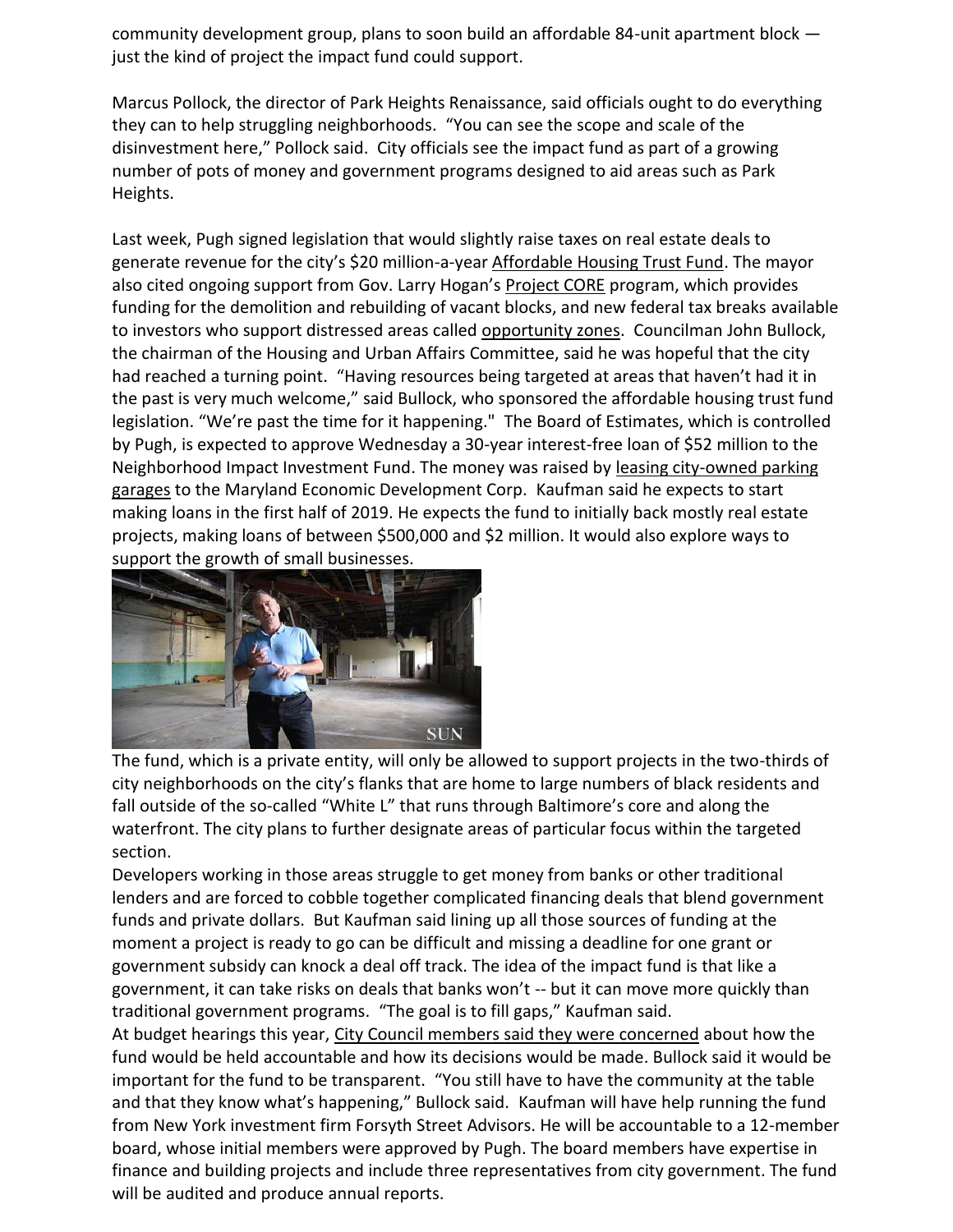community development group, plans to soon build an affordable 84-unit apartment block — just the kind of project the impact fund could support.

Marcus Pollock, the director of Park Heights Renaissance, said officials ought to do everything they can to help struggling neighborhoods. "You can see the scope and scale of the disinvestment here," Pollock said. City officials see the impact fund as part of a growing number of pots of money and government programs designed to aid areas such as Park Heights.

Last week, Pugh signed legislation that would slightly raise taxes on real estate deals to generate revenue for the city's $20 million-a-year Affordable Housing Trust Fund. The mayor also cited ongoing support from Gov. Larry Hogan's Project CORE program, which provides funding for the demolition and rebuilding of vacant blocks, and new federal tax breaks available to investors who support distressed areas called opportunity zones. Councilman John Bullock, the chairman of the Housing and Urban Affairs Committee, said he was hopeful that the city had reached a turning point. "Having resources being targeted at areas that haven't had it in the past is very much welcome," said Bullock, who sponsored the affordable housing trust fund legislation. "We're past the time for it happening." The Board of Estimates, which is controlled by Pugh, is expected to approve Wednesday a 30-year interest-free loan of $52 million to the Neighborhood Impact Investment Fund. The money was raised by leasing city-owned parking garages to the Maryland Economic Development Corp. Kaufman said he expects to start making loans in the first half of 2019. He expects the fund to initially back mostly real estate projects, making loans of between $500,000 and $2 million. It would also explore ways to support the growth of small businesses.

The fund, which is a private entity, will only be allowed to support projects in the two-thirds of city neighborhoods on the city's flanks that are home to large numbers of black residents and fall outside of the so-called "White L" that runs through Baltimore's core and along the waterfront. The city plans to further designate areas of particular focus within the targeted section.

Developers working in those areas struggle to get money from banks or other traditional lenders and are forced to cobble together complicated financing deals that blend government funds and private dollars. But Kaufman said lining up all those sources of funding at the moment a project is ready to go can be difficult and missing a deadline for one grant or government subsidy can knock a deal off track. The idea of the impact fund is that like a government, it can take risks on deals that banks won't -- but it can move more quickly than traditional government programs. "The goal is to fill gaps," Kaufman said.

At budget hearings this year, City Council members said they were concerned about how the fund would be held accountable and how its decisions would be made. Bullock said it would be important for the fund to be transparent. "You still have to have the community at the table and that they know what's happening," Bullock said. Kaufman will have help running the fund from New York investment firm Forsyth Street Advisors. He will be accountable to a 12-member board, whose initial members were approved by Pugh. The board members have expertise in finance and building projects and include three representatives from city government. The fund will be audited and produce annual reports.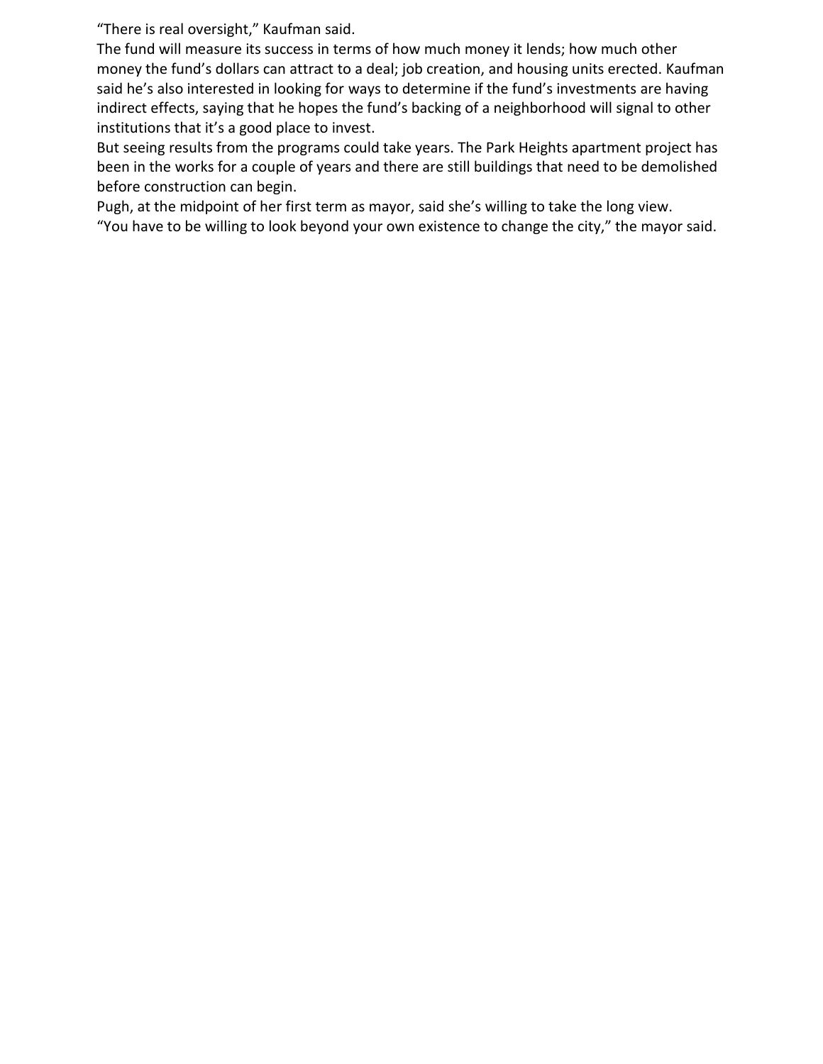"There is real oversight," Kaufman said.

The fund will measure its success in terms of how much money it lends; how much other money the fund's dollars can attract to a deal; job creation, and housing units erected. Kaufman said he's also interested in looking for ways to determine if the fund's investments are having indirect effects, saying that he hopes the fund's backing of a neighborhood will signal to other institutions that it's a good place to invest.

But seeing results from the programs could take years. The Park Heights apartment project has been in the works for a couple of years and there are still buildings that need to be demolished before construction can begin.

Pugh, at the midpoint of her first term as mayor, said she's willing to take the long view.

"You have to be willing to look beyond your own existence to change the city," the mayor said.